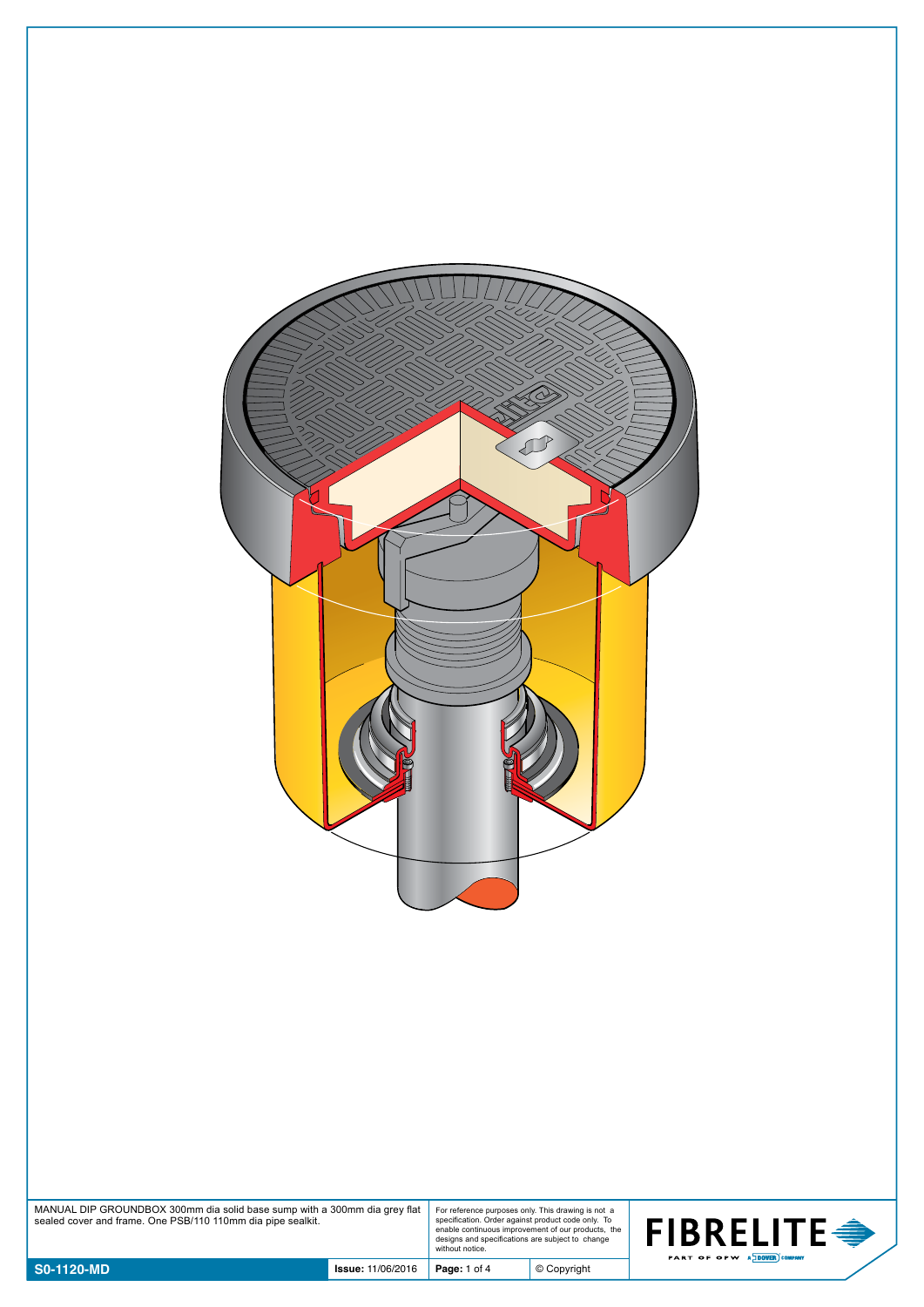MANUAL DIP GROUNDBOX 300mm dia solid base sump with a 300mm dia grey flat sealed cover and frame. One PSB/110 110mm dia pipe sealkit.

For reference purposes only. This drawing is not a specification. Order against product code only. To enable continuous improvement of our products, the designs and specifications are subject to change without notice.

**FIBRELITE**

PART OF OPW A DOVER COMPANY

| **S0-1120-MD** | **Issue:** 11/06/2016 | **Page:** 1 of 4 | © Copyright |
| --- | --- | --- | --- |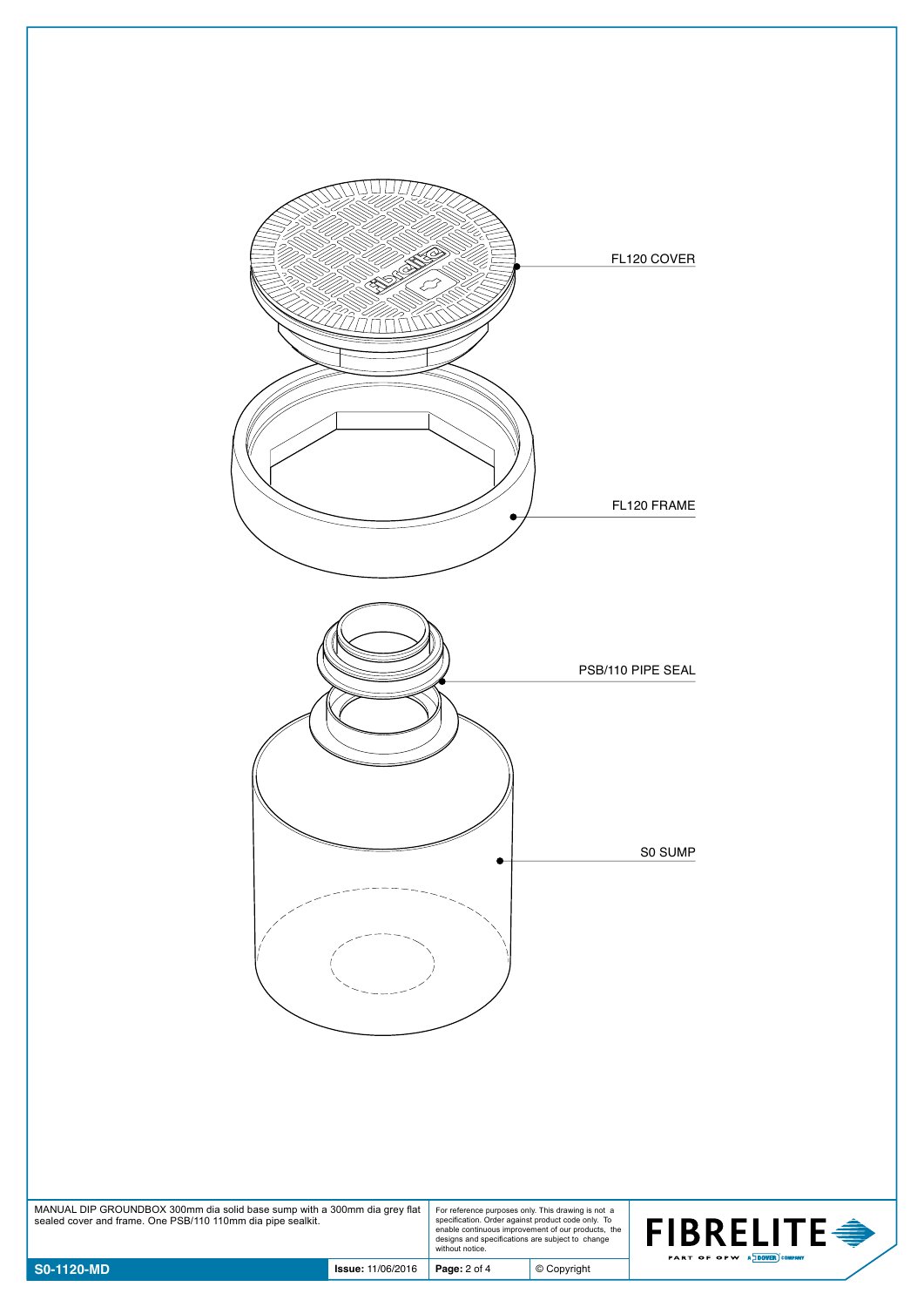FL120 COVER

FL120 FRAME

PSB/110 PIPE SEAL

S0 SUMP

MANUAL DIP GROUNDBOX 300mm dia solid base sump with a 300mm dia grey flat sealed cover and frame. One PSB/110 110mm dia pipe sealkit.

For reference purposes only. This drawing is not a specification. Order against product code only. To enable continuous improvement of our products, the designs and specifications are subject to change without notice.

| S0-1120-MD | **Issue:** 11/06/2016 | **Page:** 2 of 4 | © Copyright |
|---|---|---|---|

FIBRELITE PART OF OPW A DOVER COMPANY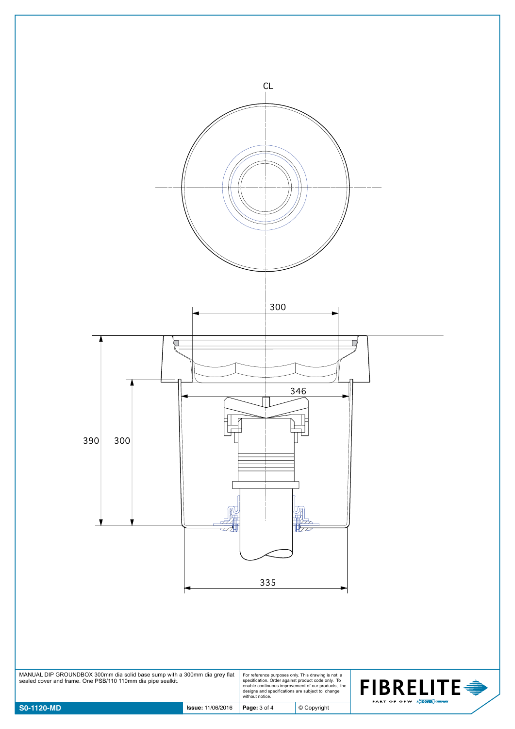CL

300

346

390

300

335

MANUAL DIP GROUNDBOX 300mm dia solid base sump with a 300mm dia grey flat sealed cover and frame. One PSB/110 110mm dia pipe sealkit.

For reference purposes only. This drawing is not a specification. Order against product code only. To enable continuous improvement of our products, the designs and specifications are subject to change without notice.

**FIBRELITE** PART OF OPW A DOVER COMPANY

| **S0-1120-MD** | **Issue:** 11/06/2016 | **Page:** 3 of 4 | © Copyright |
|---|---|---|---|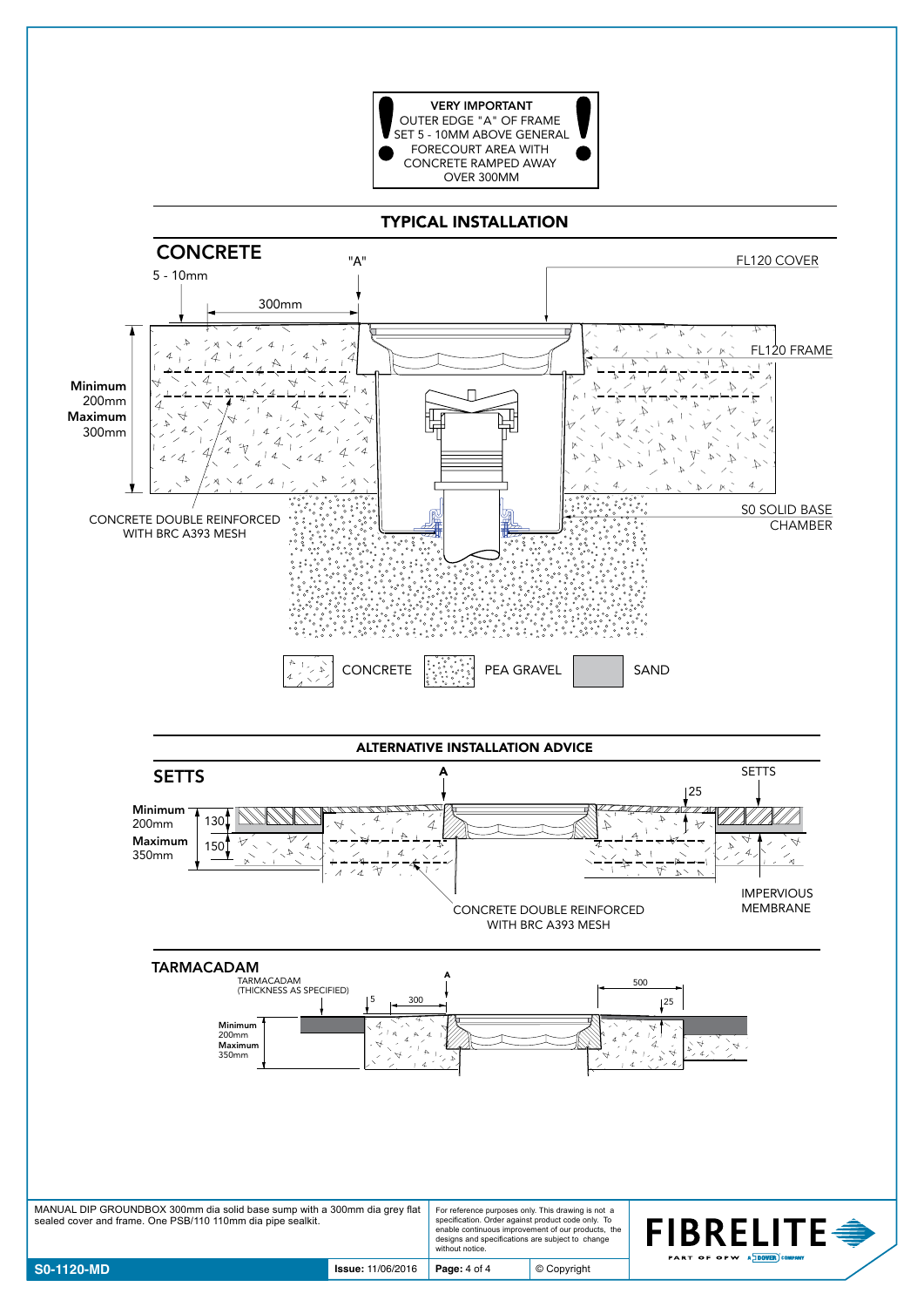**VERY IMPORTANT**
OUTER EDGE "A" OF FRAME SET 5 - 10MM ABOVE GENERAL FORECOURT AREA WITH CONCRETE RAMPED AWAY OVER 300MM

## TYPICAL INSTALLATION

### CONCRETE

"A"

FL120 COVER

5 - 10mm

300mm

FL120 FRAME

**Minimum** 200mm
**Maximum** 300mm

CONCRETE DOUBLE REINFORCED WITH BRC A393 MESH

S0 SOLID BASE CHAMBER

CONCRETE | PEA GRAVEL | SAND

## ALTERNATIVE INSTALLATION ADVICE

### SETTS

A

SETTS

25

**Minimum** 200mm
**Maximum** 350mm

130

150

CONCRETE DOUBLE REINFORCED WITH BRC A393 MESH

IMPERVIOUS MEMBRANE

### TARMACADAM

TARMACADAM (THICKNESS AS SPECIFIED)

A

5

300

500

25

**Minimum** 200mm
**Maximum** 350mm

MANUAL DIP GROUNDBOX 300mm dia solid base sump with a 300mm dia grey flat sealed cover and frame. One PSB/110 110mm dia pipe sealkit.

For reference purposes only. This drawing is not a specification. Order against product code only. To enable continuous improvement of our products, the designs and specifications are subject to change without notice.

**S0-1120-MD** | **Issue:** 11/06/2016 | © Copyright

FIBRELITE PART OF OPW A DOVER COMPANY